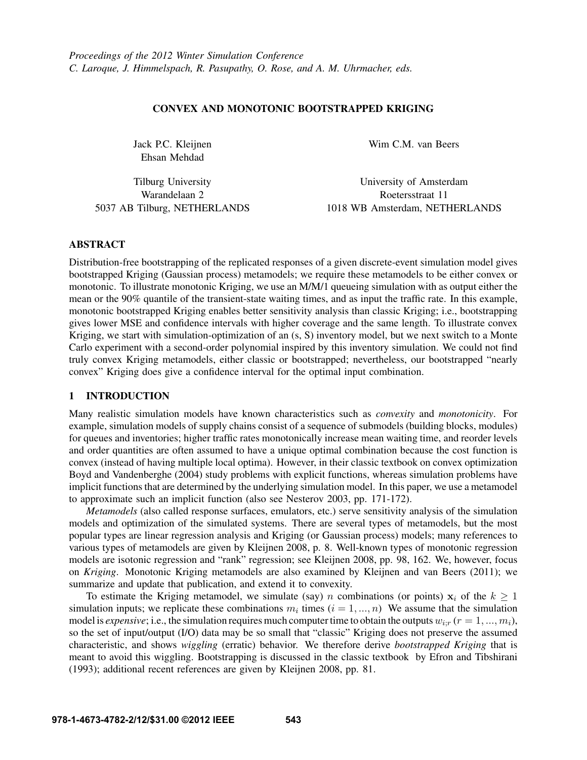*Proceedings of the 2012 Winter Simulation Conference*
*C. Laroque, J. Himmelspach, R. Pasupathy, O. Rose, and A. M. Uhrmacher, eds.*

# CONVEX AND MONOTONIC BOOTSTRAPPED KRIGING

Jack P.C. Kleijnen
Ehsan Mehdad

Tilburg University
Warandelaan 2
5037 AB Tilburg, NETHERLANDS

Wim C.M. van Beers

University of Amsterdam
Roetersstraat 11
1018 WB Amsterdam, NETHERLANDS

## ABSTRACT

Distribution-free bootstrapping of the replicated responses of a given discrete-event simulation model gives bootstrapped Kriging (Gaussian process) metamodels; we require these metamodels to be either convex or monotonic. To illustrate monotonic Kriging, we use an M/M/1 queueing simulation with as output either the mean or the 90% quantile of the transient-state waiting times, and as input the traffic rate. In this example, monotonic bootstrapped Kriging enables better sensitivity analysis than classic Kriging; i.e., bootstrapping gives lower MSE and confidence intervals with higher coverage and the same length. To illustrate convex Kriging, we start with simulation-optimization of an (s, S) inventory model, but we next switch to a Monte Carlo experiment with a second-order polynomial inspired by this inventory simulation. We could not find truly convex Kriging metamodels, either classic or bootstrapped; nevertheless, our bootstrapped "nearly convex" Kriging does give a confidence interval for the optimal input combination.

## 1 INTRODUCTION

Many realistic simulation models have known characteristics such as *convexity* and *monotonicity*. For example, simulation models of supply chains consist of a sequence of submodels (building blocks, modules) for queues and inventories; higher traffic rates monotonically increase mean waiting time, and reorder levels and order quantities are often assumed to have a unique optimal combination because the cost function is convex (instead of having multiple local optima). However, in their classic textbook on convex optimization Boyd and Vandenberghe (2004) study problems with explicit functions, whereas simulation problems have implicit functions that are determined by the underlying simulation model. In this paper, we use a metamodel to approximate such an implicit function (also see Nesterov 2003, pp. 171-172).

*Metamodels* (also called response surfaces, emulators, etc.) serve sensitivity analysis of the simulation models and optimization of the simulated systems. There are several types of metamodels, but the most popular types are linear regression analysis and Kriging (or Gaussian process) models; many references to various types of metamodels are given by Kleijnen 2008, p. 8. Well-known types of monotonic regression models are isotonic regression and "rank" regression; see Kleijnen 2008, pp. 98, 162. We, however, focus on *Kriging*. Monotonic Kriging metamodels are also examined by Kleijnen and van Beers (2011); we summarize and update that publication, and extend it to convexity.

To estimate the Kriging metamodel, we simulate (say) $n$ combinations (or points) $\mathbf{x}_i$ of the $k \geq 1$ simulation inputs; we replicate these combinations $m_i$ times ($i = 1, ..., n$) We assume that the simulation model is *expensive*; i.e., the simulation requires much computer time to obtain the outputs $w_{i;r}$ ($r = 1, ..., m_i$), so the set of input/output (I/O) data may be so small that "classic" Kriging does not preserve the assumed characteristic, and shows *wiggling* (erratic) behavior. We therefore derive *bootstrapped Kriging* that is meant to avoid this wiggling. Bootstrapping is discussed in the classic textbook by Efron and Tibshirani (1993); additional recent references are given by Kleijnen 2008, pp. 81.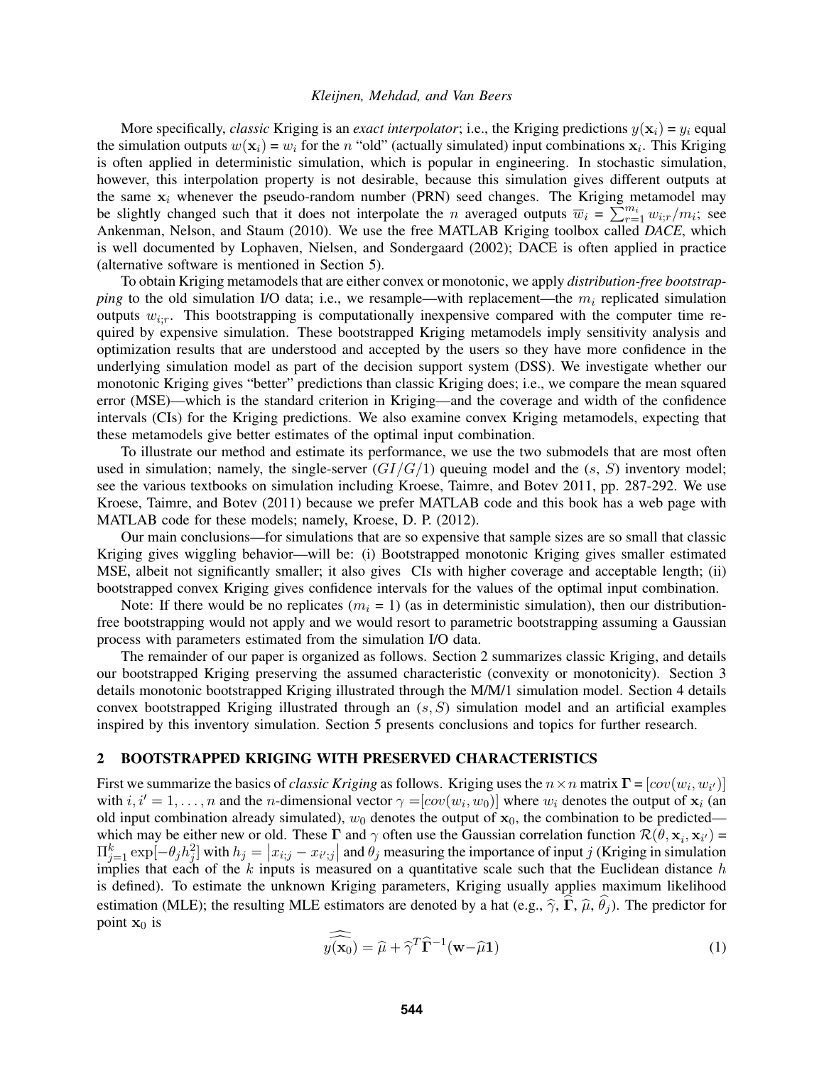More specifically, *classic* Kriging is an *exact interpolator*; i.e., the Kriging predictions $y(\mathbf{x}_i) = y_i$ equal the simulation outputs $w(\mathbf{x}_i) = w_i$ for the $n$ "old" (actually simulated) input combinations $\mathbf{x}_i$. This Kriging is often applied in deterministic simulation, which is popular in engineering. In stochastic simulation, however, this interpolation property is not desirable, because this simulation gives different outputs at the same $\mathbf{x}_i$ whenever the pseudo-random number (PRN) seed changes. The Kriging metamodel may be slightly changed such that it does not interpolate the $n$ averaged outputs $\overline{w}_i = \sum_{r=1}^{m_i} w_{i;r}/m_i$; see Ankenman, Nelson, and Staum (2010). We use the free MATLAB Kriging toolbox called *DACE*, which is well documented by Lophaven, Nielsen, and Sondergaard (2002); DACE is often applied in practice (alternative software is mentioned in Section 5).

To obtain Kriging metamodels that are either convex or monotonic, we apply *distribution-free bootstrapping* to the old simulation I/O data; i.e., we resample—with replacement—the $m_i$ replicated simulation outputs $w_{i;r}$. This bootstrapping is computationally inexpensive compared with the computer time required by expensive simulation. These bootstrapped Kriging metamodels imply sensitivity analysis and optimization results that are understood and accepted by the users so they have more confidence in the underlying simulation model as part of the decision support system (DSS). We investigate whether our monotonic Kriging gives "better" predictions than classic Kriging does; i.e., we compare the mean squared error (MSE)—which is the standard criterion in Kriging—and the coverage and width of the confidence intervals (CIs) for the Kriging predictions. We also examine convex Kriging metamodels, expecting that these metamodels give better estimates of the optimal input combination.

To illustrate our method and estimate its performance, we use the two submodels that are most often used in simulation; namely, the single-server ($GI/G/1$) queuing model and the ($s$, $S$) inventory model; see the various textbooks on simulation including Kroese, Taimre, and Botev 2011, pp. 287-292. We use Kroese, Taimre, and Botev (2011) because we prefer MATLAB code and this book has a web page with MATLAB code for these models; namely, Kroese, D. P. (2012).

Our main conclusions—for simulations that are so expensive that sample sizes are so small that classic Kriging gives wiggling behavior—will be: (i) Bootstrapped monotonic Kriging gives smaller estimated MSE, albeit not significantly smaller; it also gives CIs with higher coverage and acceptable length; (ii) bootstrapped convex Kriging gives confidence intervals for the values of the optimal input combination.

Note: If there would be no replicates ($m_i$ = 1) (as in deterministic simulation), then our distribution-free bootstrapping would not apply and we would resort to parametric bootstrapping assuming a Gaussian process with parameters estimated from the simulation I/O data.

The remainder of our paper is organized as follows. Section 2 summarizes classic Kriging, and details our bootstrapped Kriging preserving the assumed characteristic (convexity or monotonicity). Section 3 details monotonic bootstrapped Kriging illustrated through the M/M/1 simulation model. Section 4 details convex bootstrapped Kriging illustrated through an $(s, S)$ simulation model and an artificial examples inspired by this inventory simulation. Section 5 presents conclusions and topics for further research.

## 2 BOOTSTRAPPED KRIGING WITH PRESERVED CHARACTERISTICS

First we summarize the basics of *classic Kriging* as follows. Kriging uses the $n \times n$ matrix $\mathbf{\Gamma} = [cov(w_i, w_{i'})]$ with $i, i' = 1, \ldots, n$ and the $n$-dimensional vector $\gamma = [cov(w_i, w_0)]$ where $w_i$ denotes the output of $\mathbf{x}_i$ (an old input combination already simulated), $w_0$ denotes the output of $\mathbf{x}_0$, the combination to be predicted—which may be either new or old. These $\mathbf{\Gamma}$ and $\gamma$ often use the Gaussian correlation function $\mathcal{R}(\theta, \mathbf{x}_i, \mathbf{x}_{i'}) = \Pi_{j=1}^{k} \exp[-\theta_j h_j^2]$ with $h_j = \left| x_{i;j} - x_{i';j} \right|$ and $\theta_j$ measuring the importance of input $j$ (Kriging in simulation implies that each of the $k$ inputs is measured on a quantitative scale such that the Euclidean distance $h$ is defined). To estimate the unknown Kriging parameters, Kriging usually applies maximum likelihood estimation (MLE); the resulting MLE estimators are denoted by a hat (e.g., $\widehat{\gamma}$, $\widehat{\mathbf{\Gamma}}$, $\widehat{\mu}$, $\widehat{\theta}_j$). The predictor for point $\mathbf{x}_0$ is

$$\widehat{y(\mathbf{x}_0)} = \widehat{\mu} + \widehat{\gamma}^T \widehat{\mathbf{\Gamma}}^{-1} (\mathbf{w} - \widehat{\mu} \mathbf{1}) \tag{1}$$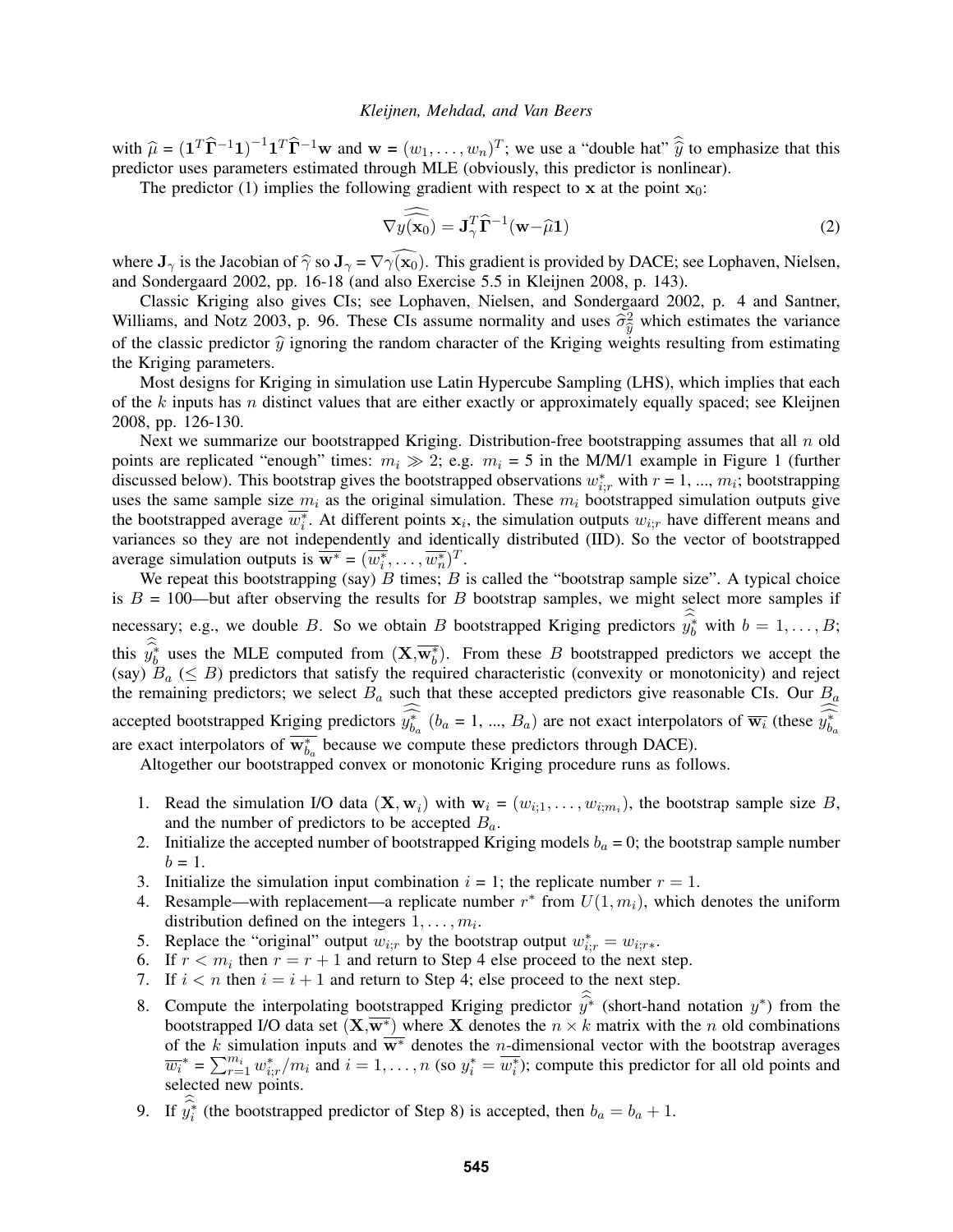with $\widehat{\mu} = (\mathbf{1}^T\widehat{\mathbf{\Gamma}}^{-1}\mathbf{1})^{-1}\mathbf{1}^T\widehat{\mathbf{\Gamma}}^{-1}\mathbf{w}$ and $\mathbf{w} = (w_1, \ldots, w_n)^T$; we use a "double hat" $\widehat{\widehat{y}}$ to emphasize that this predictor uses parameters estimated through MLE (obviously, this predictor is nonlinear).

The predictor (1) implies the following gradient with respect to $\mathbf{x}$ at the point $\mathbf{x}_0$:

$$\nabla \widehat{\widehat{y(\mathbf{x}_0)}} = \mathbf{J}_\gamma^T \widehat{\mathbf{\Gamma}}^{-1}(\mathbf{w} - \widehat{\mu}\mathbf{1}) \tag{2}$$

where $\mathbf{J}_\gamma$ is the Jacobian of $\widehat{\gamma}$ so $\mathbf{J}_\gamma = \nabla\widehat{\gamma(\mathbf{x}_0)}$. This gradient is provided by DACE; see Lophaven, Nielsen, and Sondergaard 2002, pp. 16-18 (and also Exercise 5.5 in Kleijnen 2008, p. 143).

Classic Kriging also gives CIs; see Lophaven, Nielsen, and Sondergaard 2002, p. 4 and Santner, Williams, and Notz 2003, p. 96. These CIs assume normality and uses $\widehat{\sigma}^2_{\widehat{y}}$ which estimates the variance of the classic predictor $\widehat{y}$ ignoring the random character of the Kriging weights resulting from estimating the Kriging parameters.

Most designs for Kriging in simulation use Latin Hypercube Sampling (LHS), which implies that each of the $k$ inputs has $n$ distinct values that are either exactly or approximately equally spaced; see Kleijnen 2008, pp. 126-130.

Next we summarize our bootstrapped Kriging. Distribution-free bootstrapping assumes that all $n$ old points are replicated "enough" times: $m_i \gg 2$; e.g. $m_i$ = 5 in the M/M/1 example in Figure 1 (further discussed below). This bootstrap gives the bootstrapped observations $w^*_{i;r}$ with $r = 1, ..., m_i$; bootstrapping uses the same sample size $m_i$ as the original simulation. These $m_i$ bootstrapped simulation outputs give the bootstrapped average $\overline{w^*_i}$. At different points $\mathbf{x}_i$, the simulation outputs $w_{i;r}$ have different means and variances so they are not independently and identically distributed (IID). So the vector of bootstrapped average simulation outputs is $\overline{\mathbf{w}^*} = (\overline{w^*_1}, \ldots, \overline{w^*_n})^T$.

We repeat this bootstrapping (say) $B$ times; $B$ is called the "bootstrap sample size". A typical choice is $B$ = 100—but after observing the results for $B$ bootstrap samples, we might select more samples if necessary; e.g., we double $B$. So we obtain $B$ bootstrapped Kriging predictors $\widehat{\widehat{y^*_b}}$ with $b = 1, \ldots, B$; this $\widehat{\widehat{y^*_b}}$ uses the MLE computed from $(\mathbf{X}, \overline{\mathbf{w}^*_b})$. From these $B$ bootstrapped predictors we accept the (say) $B_a$ ($\leq B$) predictors that satisfy the required characteristic (convexity or monotonicity) and reject the remaining predictors; we select $B_a$ such that these accepted predictors give reasonable CIs. Our $B_a$ accepted bootstrapped Kriging predictors $\widehat{\widehat{y^*_{b_a}}}$ ($b_a$ = 1, ..., $B_a$) are not exact interpolators of $\overline{\mathbf{w}_i}$ (these $\widehat{\widehat{y^*_{b_a}}}$ are exact interpolators of $\overline{\mathbf{w}^*_{b_a}}$ because we compute these predictors through DACE).

Altogether our bootstrapped convex or monotonic Kriging procedure runs as follows.

1. Read the simulation I/O data $(\mathbf{X}, \mathbf{w}_i)$ with $\mathbf{w}_i = (w_{i;1}, \ldots, w_{i;m_i})$, the bootstrap sample size $B$, and the number of predictors to be accepted $B_a$.
2. Initialize the accepted number of bootstrapped Kriging models $b_a$ = 0; the bootstrap sample number $b$ = 1.
3. Initialize the simulation input combination $i$ = 1; the replicate number $r = 1$.
4. Resample—with replacement—a replicate number $r^*$ from $U(1, m_i)$, which denotes the uniform distribution defined on the integers $1, \ldots, m_i$.
5. Replace the "original" output $w_{i;r}$ by the bootstrap output $w^*_{i;r} = w_{i;r*}$.
6. If $r < m_i$ then $r = r + 1$ and return to Step 4 else proceed to the next step.
7. If $i < n$ then $i = i + 1$ and return to Step 4; else proceed to the next step.
8. Compute the interpolating bootstrapped Kriging predictor $\widehat{\widehat{y^*}}$ (short-hand notation $y^*$) from the bootstrapped I/O data set $(\mathbf{X}, \overline{\mathbf{w}^*})$ where $\mathbf{X}$ denotes the $n \times k$ matrix with the $n$ old combinations of the $k$ simulation inputs and $\overline{\mathbf{w}^*}$ denotes the $n$-dimensional vector with the bootstrap averages $\overline{w_i}^* = \sum_{r=1}^{m_i} w^*_{i;r}/m_i$ and $i = 1, \ldots, n$ (so $y^*_i = \overline{w^*_i}$); compute this predictor for all old points and selected new points.
9. If $\widehat{\widehat{y^*_i}}$ (the bootstrapped predictor of Step 8) is accepted, then $b_a = b_a + 1$.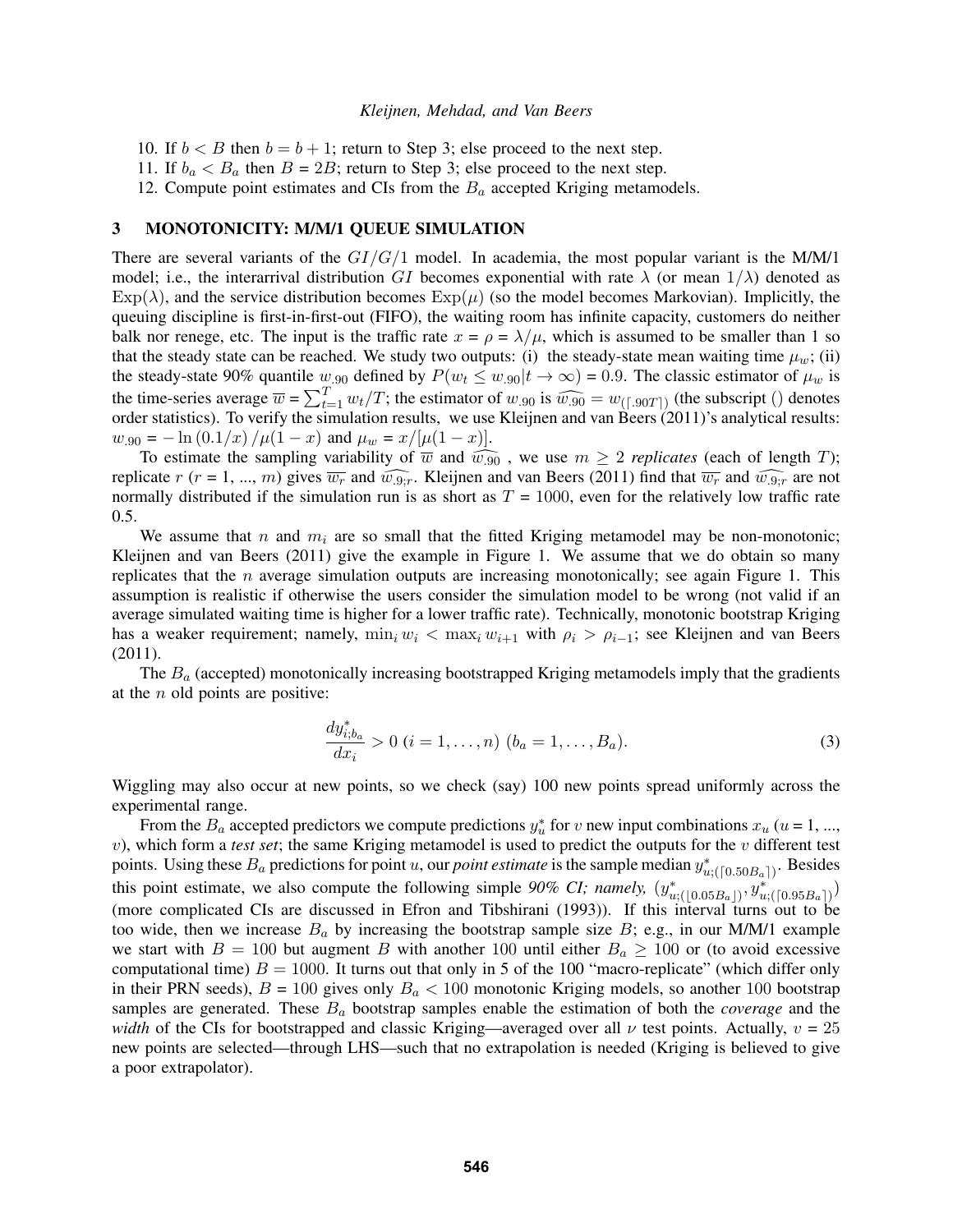10. If $b < B$ then $b = b + 1$; return to Step 3; else proceed to the next step.
11. If $b_a < B_a$ then $B = 2B$; return to Step 3; else proceed to the next step.
12. Compute point estimates and CIs from the $B_a$ accepted Kriging metamodels.

## 3 MONOTONICITY: M/M/1 QUEUE SIMULATION

There are several variants of the $GI/G/1$ model. In academia, the most popular variant is the M/M/1 model; i.e., the interarrival distribution $GI$ becomes exponential with rate $\lambda$ (or mean $1/\lambda$) denoted as $\text{Exp}(\lambda)$, and the service distribution becomes $\text{Exp}(\mu)$ (so the model becomes Markovian). Implicitly, the queuing discipline is first-in-first-out (FIFO), the waiting room has infinite capacity, customers do neither balk nor renege, etc. The input is the traffic rate $x = \rho = \lambda/\mu$, which is assumed to be smaller than 1 so that the steady state can be reached. We study two outputs: (i) the steady-state mean waiting time $\mu_w$; (ii) the steady-state 90% quantile $w_{.90}$ defined by $P(w_t \leq w_{.90} | t \to \infty) = 0.9$. The classic estimator of $\mu_w$ is the time-series average $\overline{w} = \sum_{t=1}^{T} w_t / T$; the estimator of $w_{.90}$ is $\widehat{w_{.90}} = w_{(\lceil .90T \rceil)}$ (the subscript () denotes order statistics). To verify the simulation results, we use Kleijnen and van Beers (2011)'s analytical results: $w_{.90} = -\ln(0.1/x)/\mu(1-x)$ and $\mu_w = x/[\mu(1-x)]$.

To estimate the sampling variability of $\overline{w}$ and $\widehat{w_{.90}}$, we use $m \geq 2$ *replicates* (each of length $T$); replicate $r$ ($r = 1, ..., m$) gives $\overline{w_r}$ and $\widehat{w_{.9;r}}$. Kleijnen and van Beers (2011) find that $\overline{w_r}$ and $\widehat{w_{.9;r}}$ are not normally distributed if the simulation run is as short as $T = 1000$, even for the relatively low traffic rate 0.5.

We assume that $n$ and $m_i$ are so small that the fitted Kriging metamodel may be non-monotonic; Kleijnen and van Beers (2011) give the example in Figure 1. We assume that we do obtain so many replicates that the $n$ average simulation outputs are increasing monotonically; see again Figure 1. This assumption is realistic if otherwise the users consider the simulation model to be wrong (not valid if an average simulated waiting time is higher for a lower traffic rate). Technically, monotonic bootstrap Kriging has a weaker requirement; namely, $\min_i w_i < \max_i w_{i+1}$ with $\rho_i > \rho_{i-1}$; see Kleijnen and van Beers (2011).

The $B_a$ (accepted) monotonically increasing bootstrapped Kriging metamodels imply that the gradients at the $n$ old points are positive:

$$\frac{dy^*_{i;b_a}}{dx_i} > 0 \ (i = 1, \ldots, n) \ (b_a = 1, \ldots, B_a). \tag{3}$$

Wiggling may also occur at new points, so we check (say) 100 new points spread uniformly across the experimental range.

From the $B_a$ accepted predictors we compute predictions $y^*_u$ for $v$ new input combinations $x_u$ ($u = 1, ..., v$), which form a *test set*; the same Kriging metamodel is used to predict the outputs for the $v$ different test points. Using these $B_a$ predictions for point $u$, our *point estimate* is the sample median $y^*_{u;(\lceil 0.50 B_a \rceil)}$. Besides this point estimate, we also compute the following simple *90% CI; namely,* $\left(y^*_{u;(\lfloor 0.05 B_a \rfloor)}, y^*_{u;(\lceil 0.95 B_a \rceil)}\right)$ (more complicated CIs are discussed in Efron and Tibshirani (1993)). If this interval turns out to be too wide, then we increase $B_a$ by increasing the bootstrap sample size $B$; e.g., in our M/M/1 example we start with $B = 100$ but augment $B$ with another 100 until either $B_a \geq 100$ or (to avoid excessive computational time) $B = 1000$. It turns out that only in 5 of the 100 "macro-replicate" (which differ only in their PRN seeds), $B = 100$ gives only $B_a < 100$ monotonic Kriging models, so another 100 bootstrap samples are generated. These $B_a$ bootstrap samples enable the estimation of both the *coverage* and the *width* of the CIs for bootstrapped and classic Kriging—averaged over all $\nu$ test points. Actually, $v = 25$ new points are selected—through LHS—such that no extrapolation is needed (Kriging is believed to give a poor extrapolator).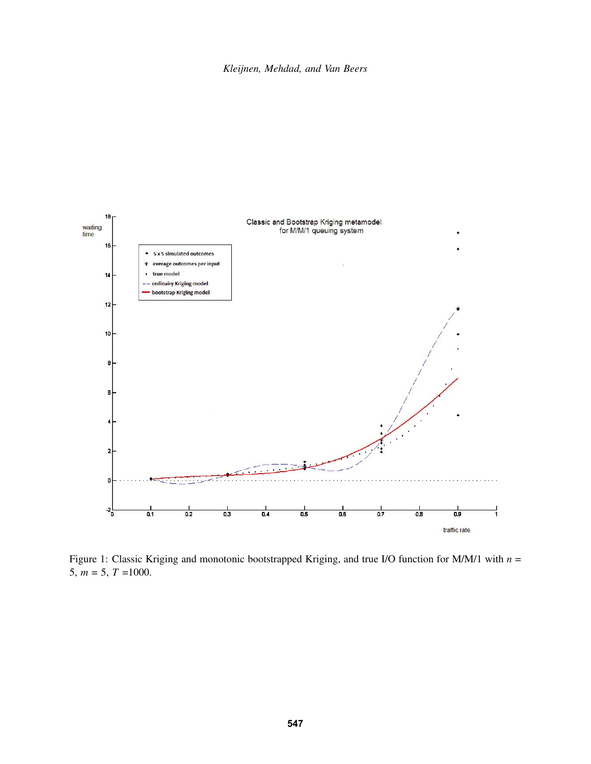Figure 1: Classic Kriging and monotonic bootstrapped Kriging, and true I/O function for M/M/1 with $n = 5$, $m = 5$, $T = 1000$.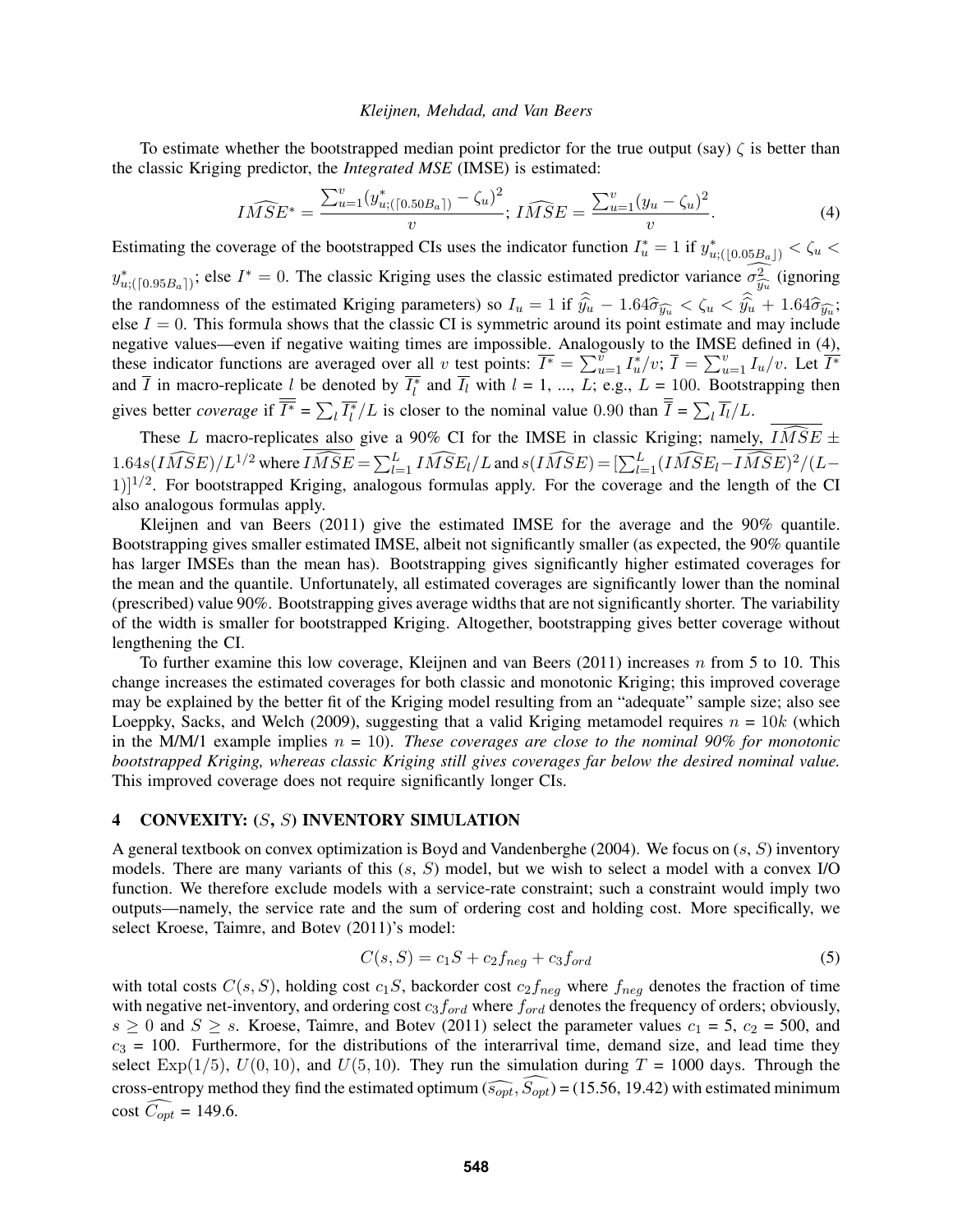To estimate whether the bootstrapped median point predictor for the true output (say) $\zeta$ is better than the classic Kriging predictor, the *Integrated MSE* (IMSE) is estimated:

$$\widehat{IMSE}^{*} = \frac{\sum_{u=1}^{v}(y^{*}_{u;(\lceil 0.50 B_a \rceil)} - \zeta_u)^2}{v};\; \widehat{IMSE} = \frac{\sum_{u=1}^{v}(y_u - \zeta_u)^2}{v}. \tag{4}$$

Estimating the coverage of the bootstrapped CIs uses the indicator function $I^{*}_{u} = 1$ if $y^{*}_{u;(\lfloor 0.05 B_a \rfloor)} < \zeta_u < y^{*}_{u;(\lceil 0.95 B_a \rceil)}$; else $I^{*} = 0$. The classic Kriging uses the classic estimated predictor variance $\widehat{\sigma^2_{\widehat{y_u}}}$ (ignoring the randomness of the estimated Kriging parameters) so $I_u = 1$ if $\widehat{\widehat{y}_u} - 1.64\widehat{\sigma}_{\widehat{y_u}} < \zeta_u < \widehat{\widehat{y}_u} + 1.64\widehat{\sigma}_{\widehat{y_u}}$; else $I = 0$. This formula shows that the classic CI is symmetric around its point estimate and may include negative values—even if negative waiting times are impossible. Analogously to the IMSE defined in (4), these indicator functions are averaged over all $v$ test points: $\overline{I^{*}} = \sum_{u=1}^{v} I^{*}_{u}/v$; $\overline{I} = \sum_{u=1}^{v} I_u/v$. Let $\overline{I^{*}}$ and $\overline{I}$ in macro-replicate $l$ be denoted by $\overline{I^{*}_{l}}$ and $\overline{I_l}$ with $l$ = 1, ..., $L$; e.g., $L$ = 100. Bootstrapping then gives better *coverage* if $\overline{\overline{I^{*}}} = \sum_l \overline{I^{*}_{l}}/L$ is closer to the nominal value 0.90 than $\overline{\overline{I}} = \sum_l \overline{I_l}/L$.

These $L$ macro-replicates also give a 90% CI for the IMSE in classic Kriging; namely, $\overline{\widehat{IMSE}} \pm 1.64 s(\widehat{IMSE})/L^{1/2}$ where $\overline{\widehat{IMSE}} = \sum_{l=1}^{L} \widehat{IMSE}_l/L$ and $s(\widehat{IMSE}) = [\sum_{l=1}^{L}(\widehat{IMSE}_l - \overline{\widehat{IMSE}})^2/(L-1)]^{1/2}$. For bootstrapped Kriging, analogous formulas apply. For the coverage and the length of the CI also analogous formulas apply.

Kleijnen and van Beers (2011) give the estimated IMSE for the average and the 90% quantile. Bootstrapping gives smaller estimated IMSE, albeit not significantly smaller (as expected, the 90% quantile has larger IMSEs than the mean has). Bootstrapping gives significantly higher estimated coverages for the mean and the quantile. Unfortunately, all estimated coverages are significantly lower than the nominal (prescribed) value 90%. Bootstrapping gives average widths that are not significantly shorter. The variability of the width is smaller for bootstrapped Kriging. Altogether, bootstrapping gives better coverage without lengthening the CI.

To further examine this low coverage, Kleijnen and van Beers (2011) increases $n$ from 5 to 10. This change increases the estimated coverages for both classic and monotonic Kriging; this improved coverage may be explained by the better fit of the Kriging model resulting from an "adequate" sample size; also see Loeppky, Sacks, and Welch (2009), suggesting that a valid Kriging metamodel requires $n = 10k$ (which in the M/M/1 example implies $n$ = 10). *These coverages are close to the nominal 90% for monotonic bootstrapped Kriging, whereas classic Kriging still gives coverages far below the desired nominal value.* This improved coverage does not require significantly longer CIs.

## 4 CONVEXITY: ($S$, $S$) INVENTORY SIMULATION

A general textbook on convex optimization is Boyd and Vandenberghe (2004). We focus on ($s$, $S$) inventory models. There are many variants of this ($s$, $S$) model, but we wish to select a model with a convex I/O function. We therefore exclude models with a service-rate constraint; such a constraint would imply two outputs—namely, the service rate and the sum of ordering cost and holding cost. More specifically, we select Kroese, Taimre, and Botev (2011)'s model:

$$C(s,S) = c_1 S + c_2 f_{neg} + c_3 f_{ord} \tag{5}$$

with total costs $C(s,S)$, holding cost $c_1 S$, backorder cost $c_2 f_{neg}$ where $f_{neg}$ denotes the fraction of time with negative net-inventory, and ordering cost $c_3 f_{ord}$ where $f_{ord}$ denotes the frequency of orders; obviously, $s \geq 0$ and $S \geq s$. Kroese, Taimre, and Botev (2011) select the parameter values $c_1$ = 5, $c_2$ = 500, and $c_3$ = 100. Furthermore, for the distributions of the interarrival time, demand size, and lead time they select $\mathrm{Exp}(1/5)$, $U(0,10)$, and $U(5,10)$. They run the simulation during $T$ = 1000 days. Through the cross-entropy method they find the estimated optimum $(\widehat{s_{opt}}, \widehat{S_{opt}})$ = (15.56, 19.42) with estimated minimum cost $\widehat{C_{opt}}$ = 149.6.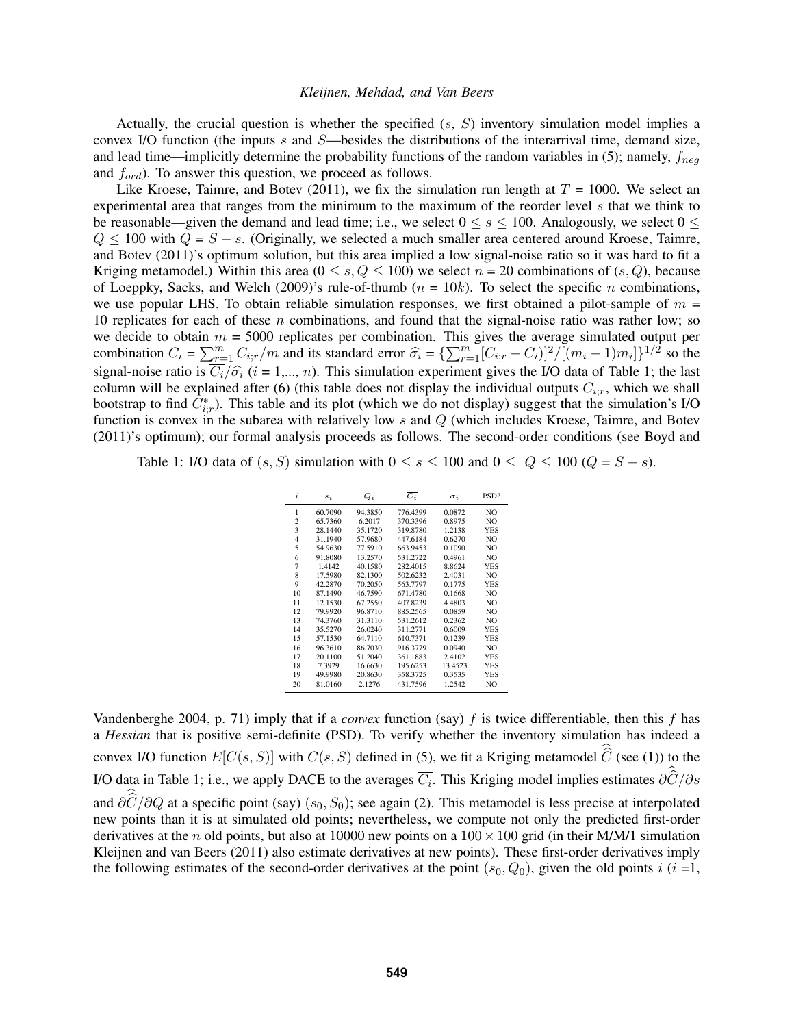Actually, the crucial question is whether the specified ($s$, $S$) inventory simulation model implies a convex I/O function (the inputs $s$ and $S$—besides the distributions of the interarrival time, demand size, and lead time—implicitly determine the probability functions of the random variables in (5); namely, $f_{neg}$ and $f_{ord}$). To answer this question, we proceed as follows.

Like Kroese, Taimre, and Botev (2011), we fix the simulation run length at $T$ = 1000. We select an experimental area that ranges from the minimum to the maximum of the reorder level $s$ that we think to be reasonable—given the demand and lead time; i.e., we select $0 \leq s \leq 100$. Analogously, we select $0 \leq Q \leq 100$ with $Q = S - s$. (Originally, we selected a much smaller area centered around Kroese, Taimre, and Botev (2011)'s optimum solution, but this area implied a low signal-noise ratio so it was hard to fit a Kriging metamodel.) Within this area ($0 \leq s, Q \leq 100$) we select $n$ = 20 combinations of $(s, Q)$, because of Loeppky, Sacks, and Welch (2009)'s rule-of-thumb ($n = 10k$). To select the specific $n$ combinations, we use popular LHS. To obtain reliable simulation responses, we first obtained a pilot-sample of $m$ = 10 replicates for each of these $n$ combinations, and found that the signal-noise ratio was rather low; so we decide to obtain $m$ = 5000 replicates per combination. This gives the average simulated output per combination $\overline{C_i} = \sum_{r=1}^{m} C_{i;r}/m$ and its standard error $\widehat{\sigma}_i = \{\sum_{r=1}^{m}[C_{i;r} - \overline{C_i})]^2/[(m_i - 1)m_i]\}^{1/2}$ so the signal-noise ratio is $\overline{C_i}/\widehat{\sigma}_i$ ($i$ = 1,..., $n$). This simulation experiment gives the I/O data of Table 1; the last column will be explained after (6) (this table does not display the individual outputs $C_{i;r}$, which we shall bootstrap to find $C^{*}_{i;r}$). This table and its plot (which we do not display) suggest that the simulation's I/O function is convex in the subarea with relatively low $s$ and $Q$ (which includes Kroese, Taimre, and Botev (2011)'s optimum); our formal analysis proceeds as follows. The second-order conditions (see Boyd and Vandenberghe 2004, p. 71) imply that if a *convex* function (say) $f$ is twice differentiable, then this $f$ has a *Hessian* that is positive semi-definite (PSD). To verify whether the inventory simulation has indeed a convex I/O function $E[C(s, S)]$ with $C(s, S)$ defined in (5), we fit a Kriging metamodel $\widehat{\widehat{C}}$ (see (1)) to the I/O data in Table 1; i.e., we apply DACE to the averages $\overline{C_i}$. This Kriging model implies estimates $\partial\widehat{\widehat{C}}/\partial s$ and $\partial\widehat{\widehat{C}}/\partial Q$ at a specific point (say) $(s_0, S_0)$; see again (2). This metamodel is less precise at interpolated new points than it is at simulated old points; nevertheless, we compute not only the predicted first-order derivatives at the $n$ old points, but also at 10000 new points on a $100 \times 100$ grid (in their M/M/1 simulation Kleijnen and van Beers (2011) also estimate derivatives at new points). These first-order derivatives imply the following estimates of the second-order derivatives at the point $(s_0, Q_0)$, given the old points $i$ ($i$ =1,

Table 1: I/O data of $(s, S)$ simulation with $0 \leq s \leq 100$ and $0 \leq Q \leq 100$ ($Q = S - s$).

| $i$ | $s_i$ | $Q_i$ | $\overline{C_i}$ | $\sigma_i$ | PSD? |
|---|---|---|---|---|---|
| 1 | 60.7090 | 94.3850 | 776.4399 | 0.0872 | NO |
| 2 | 65.7360 | 6.2017 | 370.3396 | 0.8975 | NO |
| 3 | 28.1440 | 35.1720 | 319.8780 | 1.2138 | YES |
| 4 | 31.1940 | 57.9680 | 447.6184 | 0.6270 | NO |
| 5 | 54.9630 | 77.5910 | 663.9453 | 0.1090 | NO |
| 6 | 91.8080 | 13.2570 | 531.2722 | 0.4961 | NO |
| 7 | 1.4142 | 40.1580 | 282.4015 | 8.8624 | YES |
| 8 | 17.5980 | 82.1300 | 502.6232 | 2.4031 | NO |
| 9 | 42.2870 | 70.2050 | 563.7797 | 0.1775 | YES |
| 10 | 87.1490 | 46.7590 | 671.4780 | 0.1668 | NO |
| 11 | 12.1530 | 67.2550 | 407.8239 | 4.4803 | NO |
| 12 | 79.9920 | 96.8710 | 885.2565 | 0.0859 | NO |
| 13 | 74.3760 | 31.3110 | 531.2612 | 0.2362 | NO |
| 14 | 35.5270 | 26.0240 | 311.2771 | 0.6009 | YES |
| 15 | 57.1530 | 64.7110 | 610.7371 | 0.1239 | YES |
| 16 | 96.3610 | 86.7030 | 916.3779 | 0.0940 | NO |
| 17 | 20.1100 | 51.2040 | 361.1883 | 2.4102 | YES |
| 18 | 7.3929 | 16.6630 | 195.6253 | 13.4523 | YES |
| 19 | 49.9980 | 20.8630 | 358.3725 | 0.3535 | YES |
| 20 | 81.0160 | 2.1276 | 431.7596 | 1.2542 | NO |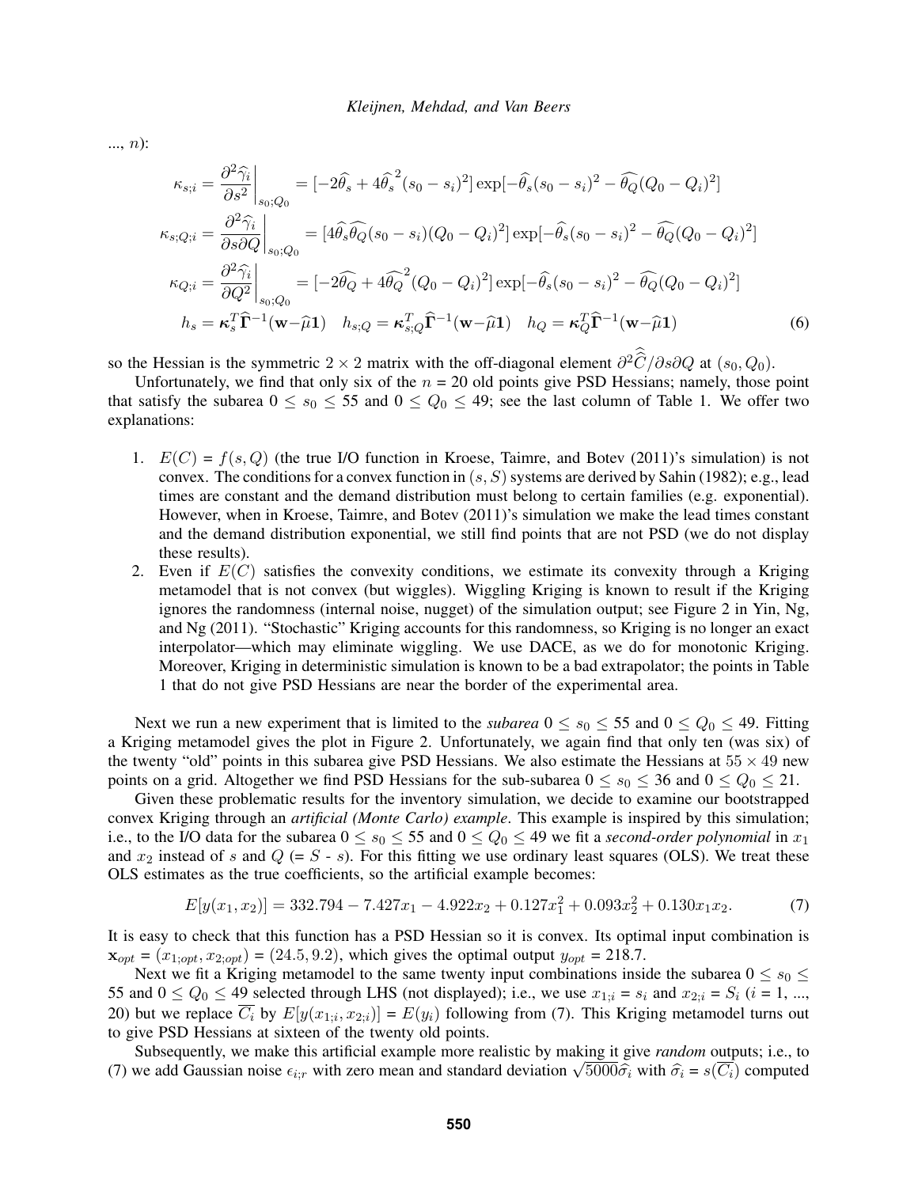..., $n$):

$$
\begin{aligned}
\kappa_{s;i} &= \left.\frac{\partial^2 \widehat{\gamma}_i}{\partial s^2}\right|_{s_0;Q_0} = [-2\widehat{\theta}_s + 4\widehat{\theta}_s^{\,2}(s_0 - s_i)^2]\exp[-\widehat{\theta}_s(s_0 - s_i)^2 - \widehat{\theta_Q}(Q_0 - Q_i)^2] \\
\kappa_{s;Q;i} &= \left.\frac{\partial^2 \widehat{\gamma}_i}{\partial s \partial Q}\right|_{s_0;Q_0} = [4\widehat{\theta}_s\widehat{\theta_Q}(s_0 - s_i)(Q_0 - Q_i)^2]\exp[-\widehat{\theta}_s(s_0 - s_i)^2 - \widehat{\theta_Q}(Q_0 - Q_i)^2] \\
\kappa_{Q;i} &= \left.\frac{\partial^2 \widehat{\gamma}_i}{\partial Q^2}\right|_{s_0;Q_0} = [-2\widehat{\theta_Q} + 4\widehat{\theta_Q}^{\,2}(Q_0 - Q_i)^2]\exp[-\widehat{\theta}_s(s_0 - s_i)^2 - \widehat{\theta_Q}(Q_0 - Q_i)^2] \\
h_s &= \boldsymbol{\kappa}_s^T \widehat{\boldsymbol{\Gamma}}^{-1}(\mathbf{w} - \widehat{\mu}\mathbf{1}) \quad h_{s;Q} = \boldsymbol{\kappa}_{s;Q}^T \widehat{\boldsymbol{\Gamma}}^{-1}(\mathbf{w} - \widehat{\mu}\mathbf{1}) \quad h_Q = \boldsymbol{\kappa}_Q^T \widehat{\boldsymbol{\Gamma}}^{-1}(\mathbf{w} - \widehat{\mu}\mathbf{1})
\end{aligned}
\tag{6}
$$

so the Hessian is the symmetric $2 \times 2$ matrix with the off-diagonal element $\partial^2 \widehat{\widehat{C}} / \partial s \partial Q$ at $(s_0, Q_0)$.

Unfortunately, we find that only six of the $n = 20$ old points give PSD Hessians; namely, those point that satisfy the subarea $0 \leq s_0 \leq 55$ and $0 \leq Q_0 \leq 49$; see the last column of Table 1. We offer two explanations:

1. $E(C) = f(s, Q)$ (the true I/O function in Kroese, Taimre, and Botev (2011)'s simulation) is not convex. The conditions for a convex function in $(s, S)$ systems are derived by Sahin (1982); e.g., lead times are constant and the demand distribution must belong to certain families (e.g. exponential). However, when in Kroese, Taimre, and Botev (2011)'s simulation we make the lead times constant and the demand distribution exponential, we still find points that are not PSD (we do not display these results).
2. Even if $E(C)$ satisfies the convexity conditions, we estimate its convexity through a Kriging metamodel that is not convex (but wiggles). Wiggling Kriging is known to result if the Kriging ignores the randomness (internal noise, nugget) of the simulation output; see Figure 2 in Yin, Ng, and Ng (2011). "Stochastic" Kriging accounts for this randomness, so Kriging is no longer an exact interpolator—which may eliminate wiggling. We use DACE, as we do for monotonic Kriging. Moreover, Kriging in deterministic simulation is known to be a bad extrapolator; the points in Table 1 that do not give PSD Hessians are near the border of the experimental area.

Next we run a new experiment that is limited to the *subarea* $0 \leq s_0 \leq 55$ and $0 \leq Q_0 \leq 49$. Fitting a Kriging metamodel gives the plot in Figure 2. Unfortunately, we again find that only ten (was six) of the twenty "old" points in this subarea give PSD Hessians. We also estimate the Hessians at $55 \times 49$ new points on a grid. Altogether we find PSD Hessians for the sub-subarea $0 \leq s_0 \leq 36$ and $0 \leq Q_0 \leq 21$.

Given these problematic results for the inventory simulation, we decide to examine our bootstrapped convex Kriging through an *artificial (Monte Carlo) example*. This example is inspired by this simulation; i.e., to the I/O data for the subarea $0 \leq s_0 \leq 55$ and $0 \leq Q_0 \leq 49$ we fit a *second-order polynomial* in $x_1$ and $x_2$ instead of $s$ and $Q$ (= $S$ - $s$). For this fitting we use ordinary least squares (OLS). We treat these OLS estimates as the true coefficients, so the artificial example becomes:

$$
E[y(x_1, x_2)] = 332.794 - 7.427x_1 - 4.922x_2 + 0.127x_1^2 + 0.093x_2^2 + 0.130x_1x_2. \tag{7}
$$

It is easy to check that this function has a PSD Hessian so it is convex. Its optimal input combination is $\mathbf{x}_{opt} = (x_{1;opt}, x_{2;opt}) = (24.5, 9.2)$, which gives the optimal output $y_{opt}$ = 218.7.

Next we fit a Kriging metamodel to the same twenty input combinations inside the subarea $0 \leq s_0 \leq 55$ and $0 \leq Q_0 \leq 49$ selected through LHS (not displayed); i.e., we use $x_{1;i} = s_i$ and $x_{2;i} = S_i$ ($i$ = 1, ..., 20) but we replace $\overline{C_i}$ by $E[y(x_{1;i}, x_{2;i})] = E(y_i)$ following from (7). This Kriging metamodel turns out to give PSD Hessians at sixteen of the twenty old points.

Subsequently, we make this artificial example more realistic by making it give *random* outputs; i.e., to (7) we add Gaussian noise $\epsilon_{i;r}$ with zero mean and standard deviation $\sqrt{5000}\widehat{\sigma}_i$ with $\widehat{\sigma}_i = s(\overline{C_i})$ computed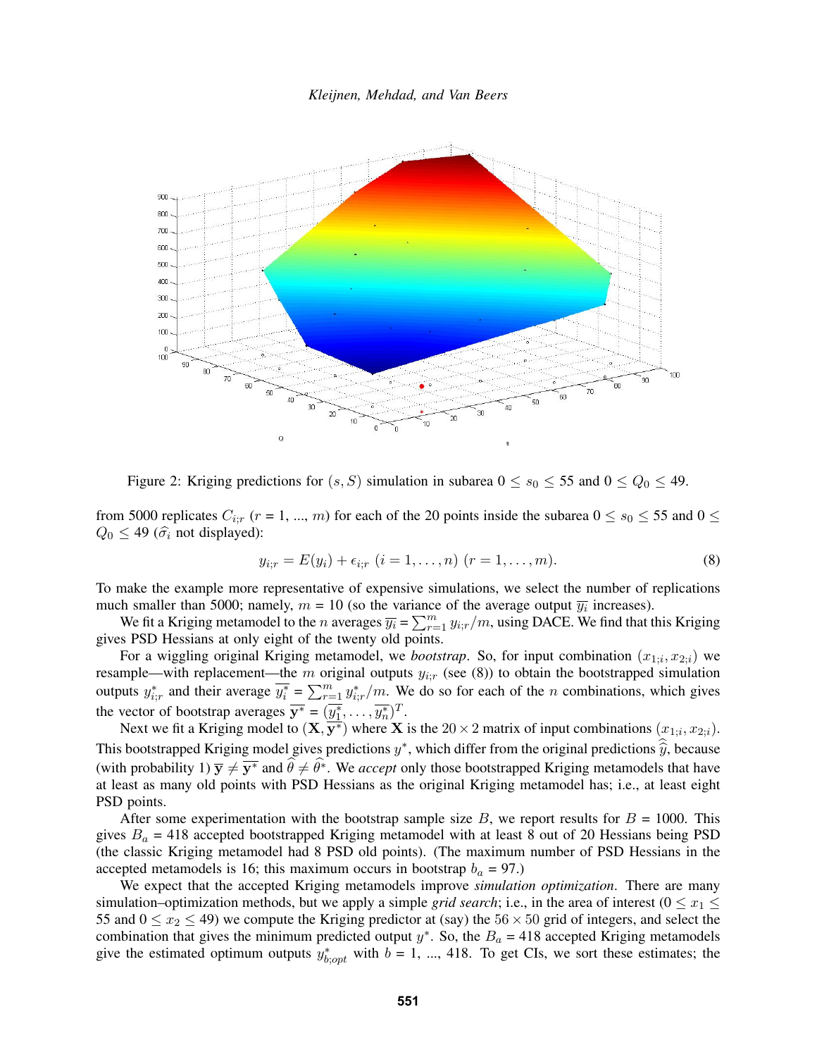Figure 2: Kriging predictions for $(s, S)$ simulation in subarea $0 \leq s_0 \leq 55$ and $0 \leq Q_0 \leq 49$.

from 5000 replicates $C_{i;r}$ ($r = 1, ..., m$) for each of the 20 points inside the subarea $0 \leq s_0 \leq 55$ and $0 \leq Q_0 \leq 49$ ($\widehat{\sigma}_i$ not displayed):

$$y_{i;r} = E(y_i) + \epsilon_{i;r} \ (i = 1, \ldots, n) \ (r = 1, \ldots, m). \tag{8}$$

To make the example more representative of expensive simulations, we select the number of replications much smaller than 5000; namely, $m = 10$ (so the variance of the average output $\overline{y_i}$ increases).

We fit a Kriging metamodel to the $n$ averages $\overline{y_i} = \sum_{r=1}^{m} y_{i;r}/m$, using DACE. We find that this Kriging gives PSD Hessians at only eight of the twenty old points.

For a wiggling original Kriging metamodel, we *bootstrap*. So, for input combination $(x_{1;i}, x_{2;i})$ we resample—with replacement—the $m$ original outputs $y_{i;r}$ (see (8)) to obtain the bootstrapped simulation outputs $y^*_{i;r}$ and their average $\overline{y^*_i} = \sum_{r=1}^{m} y^*_{i;r}/m$. We do so for each of the $n$ combinations, which gives the vector of bootstrap averages $\overline{\mathbf{y}^*} = (\overline{y^*_1}, \ldots, \overline{y^*_n})^T$.

Next we fit a Kriging model to $(\mathbf{X}, \overline{\mathbf{y}^*})$ where $\mathbf{X}$ is the $20 \times 2$ matrix of input combinations $(x_{1;i}, x_{2;i})$. This bootstrapped Kriging model gives predictions $y^*$, which differ from the original predictions $\widehat{y}$, because (with probability 1) $\overline{\mathbf{y}} \neq \overline{\mathbf{y}^*}$ and $\widehat{\theta} \neq \widehat{\theta}^*$. We *accept* only those bootstrapped Kriging metamodels that have at least as many old points with PSD Hessians as the original Kriging metamodel has; i.e., at least eight PSD points.

After some experimentation with the bootstrap sample size $B$, we report results for $B = 1000$. This gives $B_a = 418$ accepted bootstrapped Kriging metamodel with at least 8 out of 20 Hessians being PSD (the classic Kriging metamodel had 8 PSD old points). (The maximum number of PSD Hessians in the accepted metamodels is 16; this maximum occurs in bootstrap $b_a = 97$.)

We expect that the accepted Kriging metamodels improve *simulation optimization*. There are many simulation–optimization methods, but we apply a simple *grid search*; i.e., in the area of interest ($0 \leq x_1 \leq 55$ and $0 \leq x_2 \leq 49$) we compute the Kriging predictor at (say) the $56 \times 50$ grid of integers, and select the combination that gives the minimum predicted output $y^*$. So, the $B_a = 418$ accepted Kriging metamodels give the estimated optimum outputs $y^*_{b;opt}$ with $b = 1, ..., 418$. To get CIs, we sort these estimates; the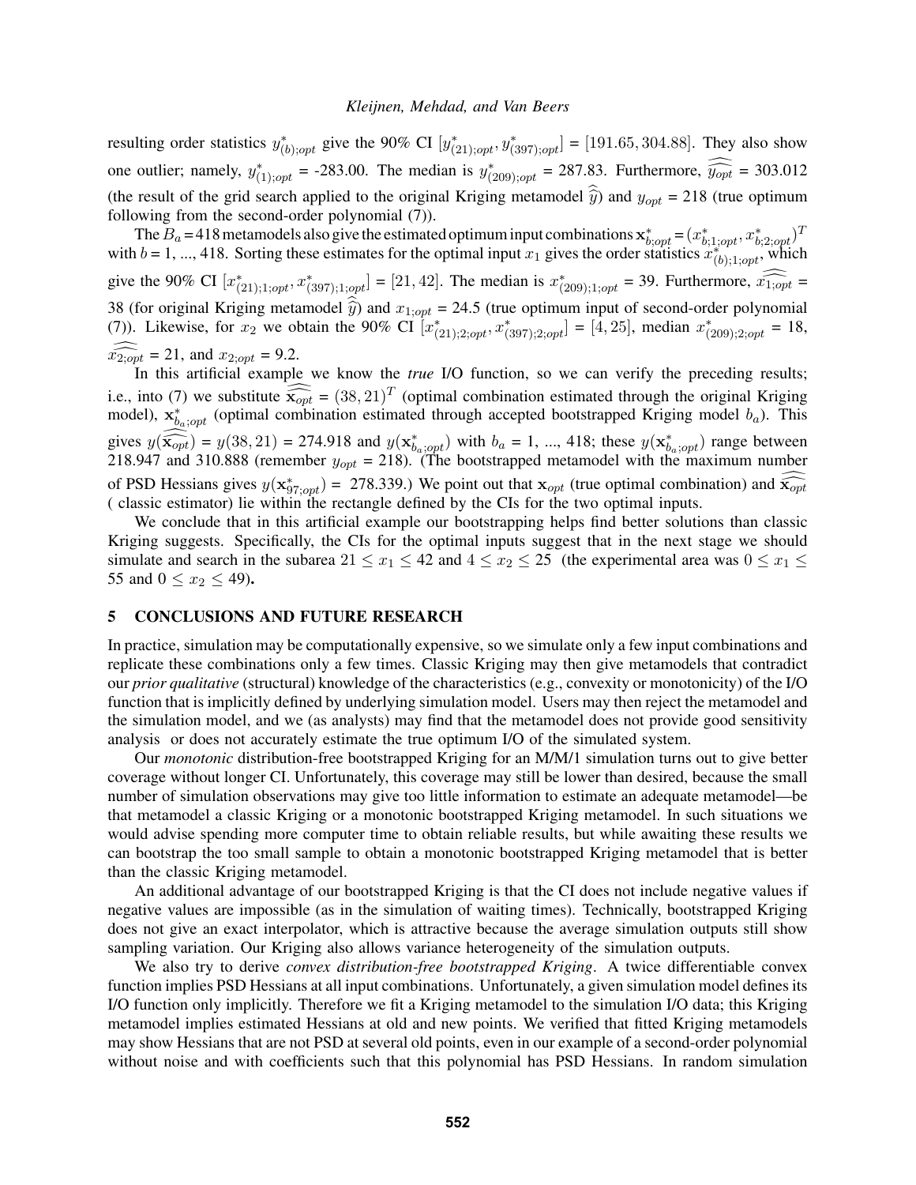resulting order statistics $y^*_{(b);opt}$ give the 90% CI $[y^*_{(21);opt}, y^*_{(397);opt}] = [191.65, 304.88]$. They also show one outlier; namely, $y^*_{(1);opt}$ = -283.00. The median is $y^*_{(209);opt}$ = 287.83. Furthermore, $\widehat{\widehat{y_{opt}}}$ = 303.012 (the result of the grid search applied to the original Kriging metamodel $\widehat{\widehat{y}}$) and $y_{opt}$ = 218 (true optimum following from the second-order polynomial (7)).

The $B_a$ = 418 metamodels also give the estimated optimum input combinations $\mathbf{x}^*_{b;opt} = (x^*_{b;1;opt}, x^*_{b;2;opt})^T$ with $b$ = 1, ..., 418. Sorting these estimates for the optimal input $x_1$ gives the order statistics $x^*_{(b);1;opt}$, which give the 90% CI $[x^*_{(21);1;opt}, x^*_{(397);1;opt}] = [21, 42]$. The median is $x^*_{(209);1;opt}$ = 39. Furthermore, $\widehat{\widehat{x_{1;opt}}}$ = 38 (for original Kriging metamodel $\widehat{\widehat{y}}$) and $x_{1;opt}$ = 24.5 (true optimum input of second-order polynomial (7)). Likewise, for $x_2$ we obtain the 90% CI $[x^*_{(21);2;opt}, x^*_{(397);2;opt}] = [4, 25]$, median $x^*_{(209);2;opt}$ = 18, $\widehat{\widehat{x_{2;opt}}}$ = 21, and $x_{2;opt}$ = 9.2.

In this artificial example we know the *true* I/O function, so we can verify the preceding results; i.e., into (7) we substitute $\widehat{\widehat{\mathbf{x}_{opt}}} = (38, 21)^T$ (optimal combination estimated through the original Kriging model), $\mathbf{x}^*_{b_a;opt}$ (optimal combination estimated through accepted bootstrapped Kriging model $b_a$). This gives $y(\widehat{\widehat{\mathbf{x}_{opt}}}) = y(38, 21) = 274.918$ and $y(\mathbf{x}^*_{b_a;opt})$ with $b_a$ = 1, ..., 418; these $y(\mathbf{x}^*_{b_a;opt})$ range between 218.947 and 310.888 (remember $y_{opt}$ = 218). (The bootstrapped metamodel with the maximum number of PSD Hessians gives $y(\mathbf{x}^*_{97;opt})$ = 278.339.) We point out that $\mathbf{x}_{opt}$ (true optimal combination) and $\widehat{\widehat{\mathbf{x}_{opt}}}$ ( classic estimator) lie within the rectangle defined by the CIs for the two optimal inputs.

We conclude that in this artificial example our bootstrapping helps find better solutions than classic Kriging suggests. Specifically, the CIs for the optimal inputs suggest that in the next stage we should simulate and search in the subarea $21 \le x_1 \le 42$ and $4 \le x_2 \le 25$ (the experimental area was $0 \le x_1 \le 55$ and $0 \le x_2 \le 49$).

## 5 CONCLUSIONS AND FUTURE RESEARCH

In practice, simulation may be computationally expensive, so we simulate only a few input combinations and replicate these combinations only a few times. Classic Kriging may then give metamodels that contradict our *prior qualitative* (structural) knowledge of the characteristics (e.g., convexity or monotonicity) of the I/O function that is implicitly defined by underlying simulation model. Users may then reject the metamodel and the simulation model, and we (as analysts) may find that the metamodel does not provide good sensitivity analysis or does not accurately estimate the true optimum I/O of the simulated system.

Our *monotonic* distribution-free bootstrapped Kriging for an M/M/1 simulation turns out to give better coverage without longer CI. Unfortunately, this coverage may still be lower than desired, because the small number of simulation observations may give too little information to estimate an adequate metamodel—be that metamodel a classic Kriging or a monotonic bootstrapped Kriging metamodel. In such situations we would advise spending more computer time to obtain reliable results, but while awaiting these results we can bootstrap the too small sample to obtain a monotonic bootstrapped Kriging metamodel that is better than the classic Kriging metamodel.

An additional advantage of our bootstrapped Kriging is that the CI does not include negative values if negative values are impossible (as in the simulation of waiting times). Technically, bootstrapped Kriging does not give an exact interpolator, which is attractive because the average simulation outputs still show sampling variation. Our Kriging also allows variance heterogeneity of the simulation outputs.

We also try to derive *convex distribution-free bootstrapped Kriging*. A twice differentiable convex function implies PSD Hessians at all input combinations. Unfortunately, a given simulation model defines its I/O function only implicitly. Therefore we fit a Kriging metamodel to the simulation I/O data; this Kriging metamodel implies estimated Hessians at old and new points. We verified that fitted Kriging metamodels may show Hessians that are not PSD at several old points, even in our example of a second-order polynomial without noise and with coefficients such that this polynomial has PSD Hessians. In random simulation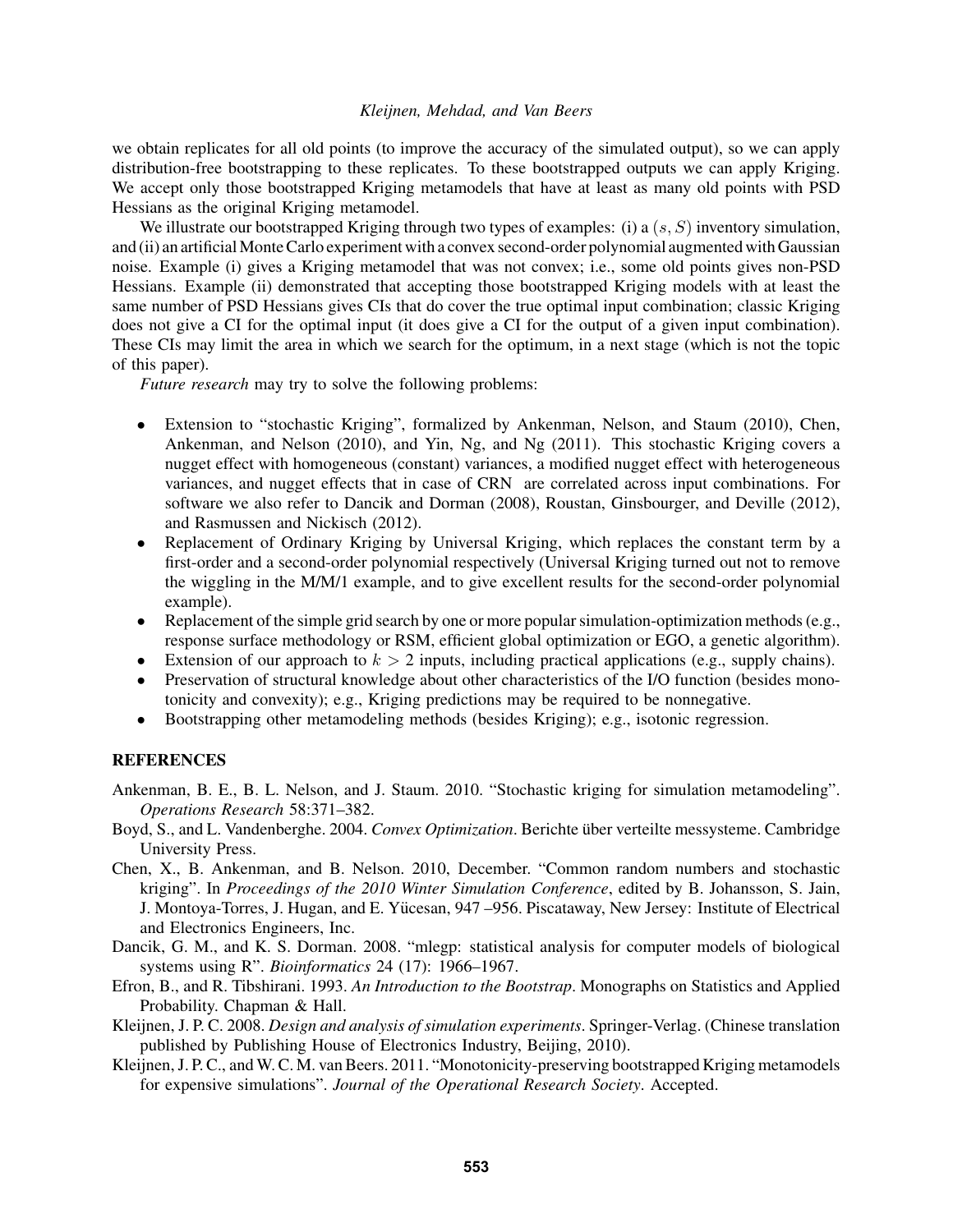we obtain replicates for all old points (to improve the accuracy of the simulated output), so we can apply distribution-free bootstrapping to these replicates. To these bootstrapped outputs we can apply Kriging. We accept only those bootstrapped Kriging metamodels that have at least as many old points with PSD Hessians as the original Kriging metamodel.

We illustrate our bootstrapped Kriging through two types of examples: (i) a $(s, S)$ inventory simulation, and (ii) an artificial Monte Carlo experiment with a convex second-order polynomial augmented with Gaussian noise. Example (i) gives a Kriging metamodel that was not convex; i.e., some old points gives non-PSD Hessians. Example (ii) demonstrated that accepting those bootstrapped Kriging models with at least the same number of PSD Hessians gives CIs that do cover the true optimal input combination; classic Kriging does not give a CI for the optimal input (it does give a CI for the output of a given input combination). These CIs may limit the area in which we search for the optimum, in a next stage (which is not the topic of this paper).

*Future research* may try to solve the following problems:

- Extension to "stochastic Kriging", formalized by Ankenman, Nelson, and Staum (2010), Chen, Ankenman, and Nelson (2010), and Yin, Ng, and Ng (2011). This stochastic Kriging covers a nugget effect with homogeneous (constant) variances, a modified nugget effect with heterogeneous variances, and nugget effects that in case of CRN are correlated across input combinations. For software we also refer to Dancik and Dorman (2008), Roustan, Ginsbourger, and Deville (2012), and Rasmussen and Nickisch (2012).
- Replacement of Ordinary Kriging by Universal Kriging, which replaces the constant term by a first-order and a second-order polynomial respectively (Universal Kriging turned out not to remove the wiggling in the M/M/1 example, and to give excellent results for the second-order polynomial example).
- Replacement of the simple grid search by one or more popular simulation-optimization methods (e.g., response surface methodology or RSM, efficient global optimization or EGO, a genetic algorithm).
- Extension of our approach to $k > 2$ inputs, including practical applications (e.g., supply chains).
- Preservation of structural knowledge about other characteristics of the I/O function (besides monotonicity and convexity); e.g., Kriging predictions may be required to be nonnegative.
- Bootstrapping other metamodeling methods (besides Kriging); e.g., isotonic regression.

## REFERENCES

Ankenman, B. E., B. L. Nelson, and J. Staum. 2010. "Stochastic kriging for simulation metamodeling". *Operations Research* 58:371–382.

Boyd, S., and L. Vandenberghe. 2004. *Convex Optimization*. Berichte über verteilte messysteme. Cambridge University Press.

Chen, X., B. Ankenman, and B. Nelson. 2010, December. "Common random numbers and stochastic kriging". In *Proceedings of the 2010 Winter Simulation Conference*, edited by B. Johansson, S. Jain, J. Montoya-Torres, J. Hugan, and E. Yücesan, 947 –956. Piscataway, New Jersey: Institute of Electrical and Electronics Engineers, Inc.

Dancik, G. M., and K. S. Dorman. 2008. "mlegp: statistical analysis for computer models of biological systems using R". *Bioinformatics* 24 (17): 1966–1967.

Efron, B., and R. Tibshirani. 1993. *An Introduction to the Bootstrap*. Monographs on Statistics and Applied Probability. Chapman & Hall.

Kleijnen, J. P. C. 2008. *Design and analysis of simulation experiments*. Springer-Verlag. (Chinese translation published by Publishing House of Electronics Industry, Beijing, 2010).

Kleijnen, J. P. C., and W. C. M. van Beers. 2011. "Monotonicity-preserving bootstrapped Kriging metamodels for expensive simulations". *Journal of the Operational Research Society*. Accepted.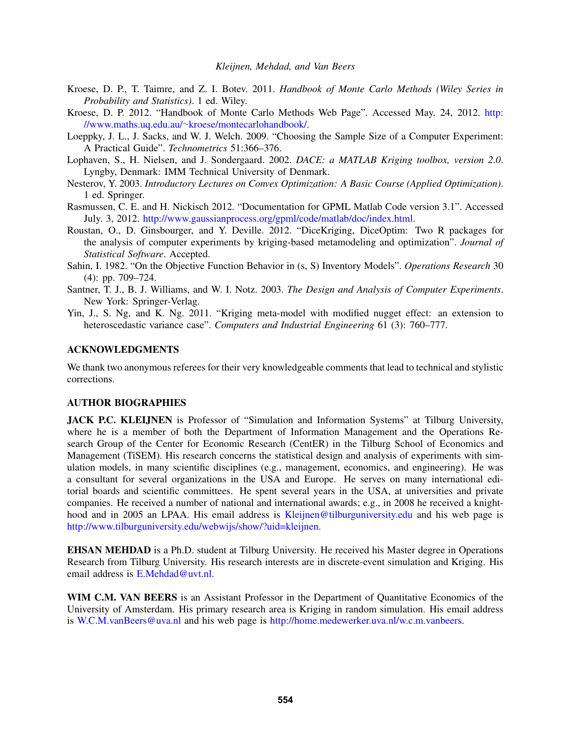Kroese, D. P., T. Taimre, and Z. I. Botev. 2011. *Handbook of Monte Carlo Methods (Wiley Series in Probability and Statistics)*. 1 ed. Wiley.

Kroese, D. P. 2012. "Handbook of Monte Carlo Methods Web Page". Accessed May. 24, 2012. http://www.maths.uq.edu.au/~kroese/montecarlohandbook/.

Loeppky, J. L., J. Sacks, and W. J. Welch. 2009. "Choosing the Sample Size of a Computer Experiment: A Practical Guide". *Technometrics* 51:366–376.

Lophaven, S., H. Nielsen, and J. Sondergaard. 2002. *DACE: a MATLAB Kriging toolbox, version 2.0*. Lyngby, Denmark: IMM Technical University of Denmark.

Nesterov, Y. 2003. *Introductory Lectures on Convex Optimization: A Basic Course (Applied Optimization)*. 1 ed. Springer.

Rasmussen, C. E. and H. Nickisch 2012. "Documentation for GPML Matlab Code version 3.1". Accessed July. 3, 2012. http://www.gaussianprocess.org/gpml/code/matlab/doc/index.html.

Roustan, O., D. Ginsbourger, and Y. Deville. 2012. "DiceKriging, DiceOptim: Two R packages for the analysis of computer experiments by kriging-based metamodeling and optimization". *Journal of Statistical Software*. Accepted.

Sahin, I. 1982. "On the Objective Function Behavior in (s, S) Inventory Models". *Operations Research* 30 (4): pp. 709–724.

Santner, T. J., B. J. Williams, and W. I. Notz. 2003. *The Design and Analysis of Computer Experiments*. New York: Springer-Verlag.

Yin, J., S. Ng, and K. Ng. 2011. "Kriging meta-model with modified nugget effect: an extension to heteroscedastic variance case". *Computers and Industrial Engineering* 61 (3): 760–777.

## ACKNOWLEDGMENTS

We thank two anonymous referees for their very knowledgeable comments that lead to technical and stylistic corrections.

## AUTHOR BIOGRAPHIES

**JACK P.C. KLEIJNEN** is Professor of "Simulation and Information Systems" at Tilburg University, where he is a member of both the Department of Information Management and the Operations Research Group of the Center for Economic Research (CentER) in the Tilburg School of Economics and Management (TiSEM). His research concerns the statistical design and analysis of experiments with simulation models, in many scientific disciplines (e.g., management, economics, and engineering). He was a consultant for several organizations in the USA and Europe. He serves on many international editorial boards and scientific committees. He spent several years in the USA, at universities and private companies. He received a number of national and international awards; e.g., in 2008 he received a knighthood and in 2005 an LPAA. His email address is Kleijnen@tilburguniversity.edu and his web page is http://www.tilburguniversity.edu/webwijs/show/?uid=kleijnen.

**EHSAN MEHDAD** is a Ph.D. student at Tilburg University. He received his Master degree in Operations Research from Tilburg University. His research interests are in discrete-event simulation and Kriging. His email address is E.Mehdad@uvt.nl.

**WIM C.M. VAN BEERS** is an Assistant Professor in the Department of Quantitative Economics of the University of Amsterdam. His primary research area is Kriging in random simulation. His email address is W.C.M.vanBeers@uva.nl and his web page is http://home.medewerker.uva.nl/w.c.m.vanbeers.